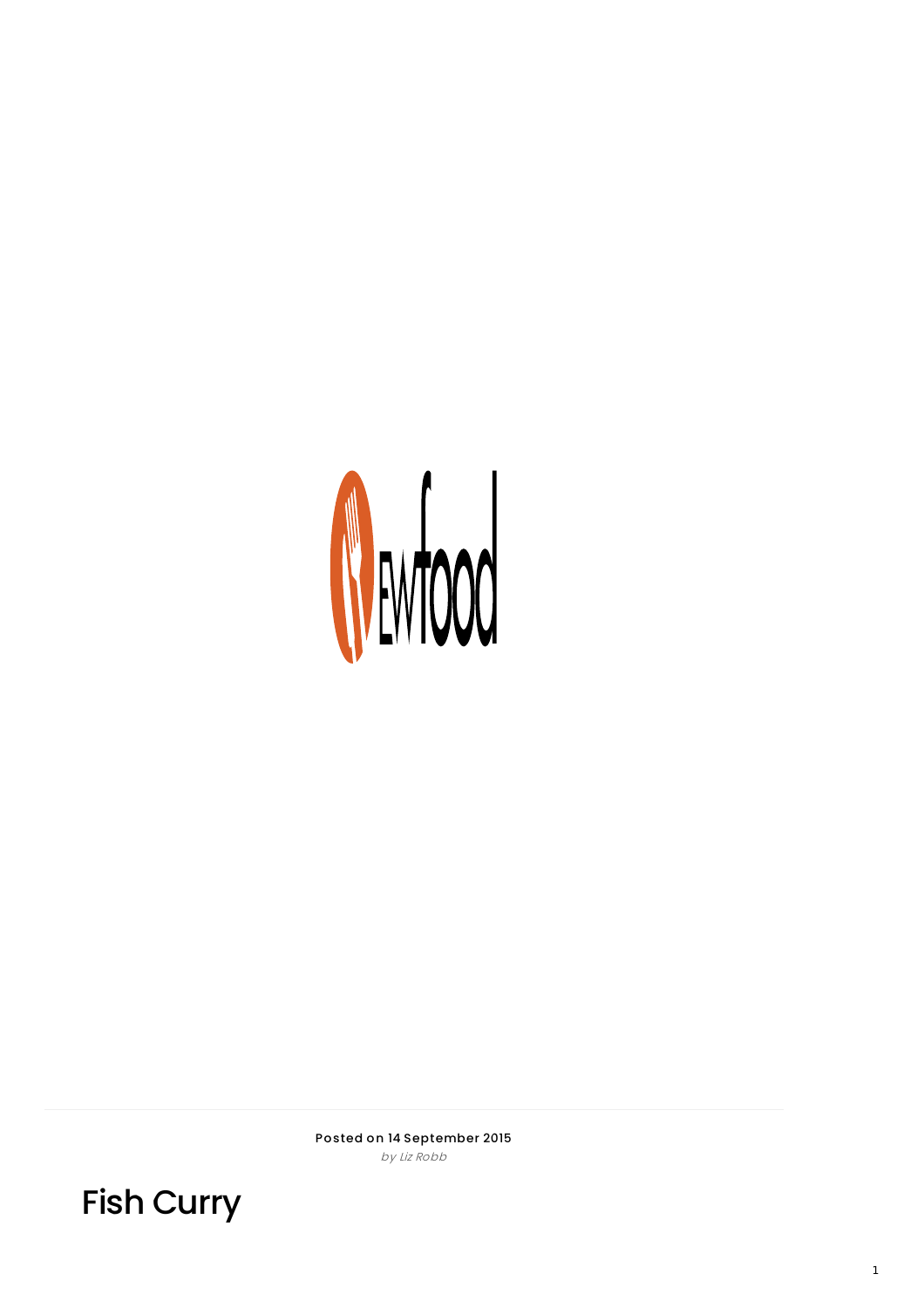**Posted on 14 September 2015**

*by Liz Robb*

# Fish Curry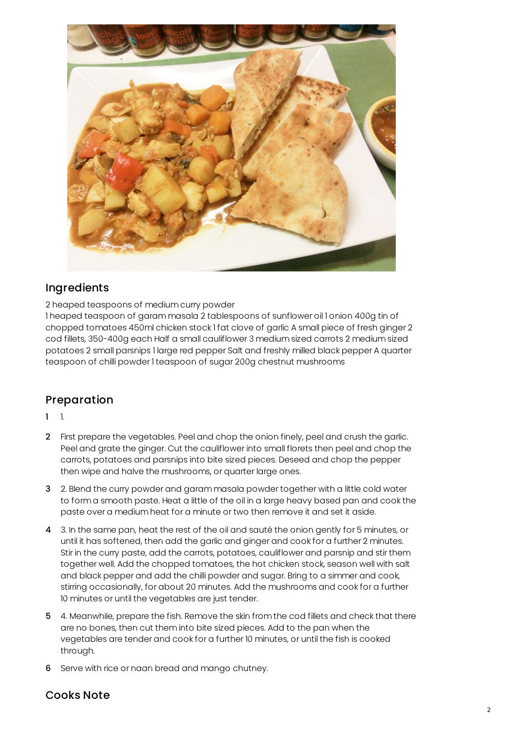## Ingredients

2 heaped teaspoons of medium curry powder
1 heaped teaspoon of garam masala 2 tablespoons of sunflower oil 1 onion 400g tin of chopped tomatoes 450ml chicken stock 1 fat clove of garlic A small piece of fresh ginger 2 cod fillets, 350-400g each Half a small cauliflower 3 medium sized carrots 2 medium sized potatoes 2 small parsnips 1 large red pepper Salt and freshly milled black pepper A quarter teaspoon of chilli powder 1 teaspoon of sugar 200g chestnut mushrooms

## Preparation

1. 1.
2. First prepare the vegetables. Peel and chop the onion finely, peel and crush the garlic. Peel and grate the ginger. Cut the cauliflower into small florets then peel and chop the carrots, potatoes and parsnips into bite sized pieces. Deseed and chop the pepper then wipe and halve the mushrooms, or quarter large ones.
3. 2. Blend the curry powder and garam masala powder together with a little cold water to form a smooth paste. Heat a little of the oil in a large heavy based pan and cook the paste over a medium heat for a minute or two then remove it and set it aside.
4. 3. In the same pan, heat the rest of the oil and sauté the onion gently for 5 minutes, or until it has softened, then add the garlic and ginger and cook for a further 2 minutes. Stir in the curry paste, add the carrots, potatoes, cauliflower and parsnip and stir them together well. Add the chopped tomatoes, the hot chicken stock, season well with salt and black pepper and add the chilli powder and sugar. Bring to a simmer and cook, stirring occasionally, for about 20 minutes. Add the mushrooms and cook for a further 10 minutes or until the vegetables are just tender.
5. 4. Meanwhile, prepare the fish. Remove the skin from the cod fillets and check that there are no bones, then cut them into bite sized pieces. Add to the pan when the vegetables are tender and cook for a further 10 minutes, or until the fish is cooked through.
6. Serve with rice or naan bread and mango chutney.

## Cooks Note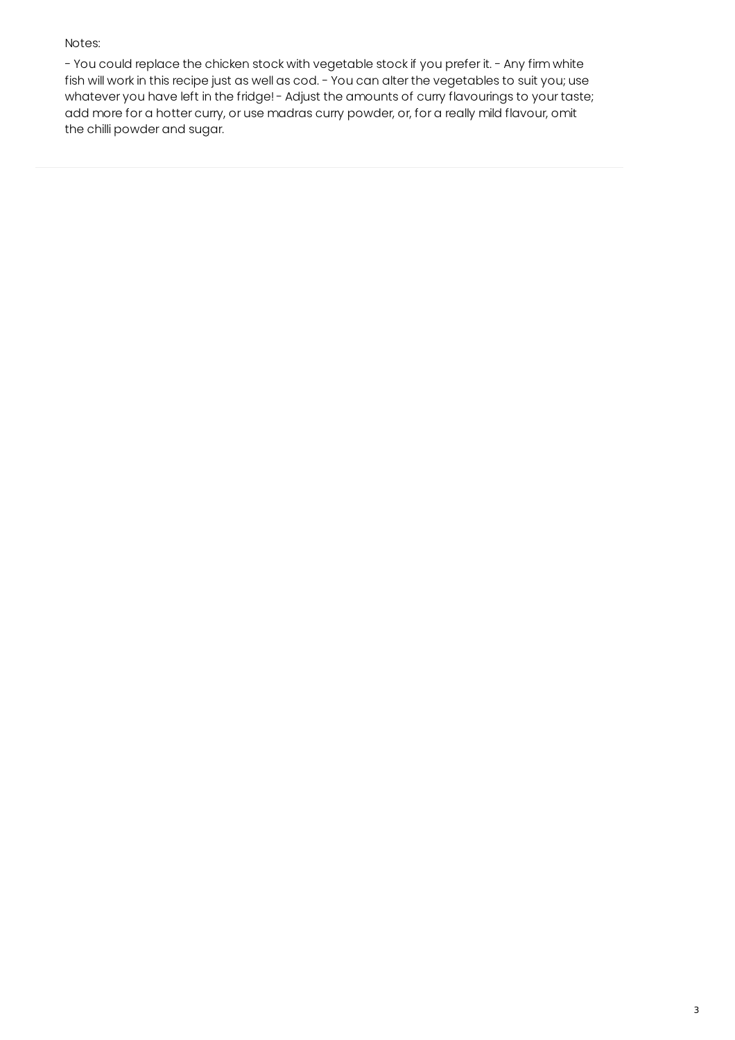Notes:

- You could replace the chicken stock with vegetable stock if you prefer it. - Any firm white fish will work in this recipe just as well as cod. - You can alter the vegetables to suit you; use whatever you have left in the fridge! - Adjust the amounts of curry flavourings to your taste; add more for a hotter curry, or use madras curry powder, or, for a really mild flavour, omit the chilli powder and sugar.